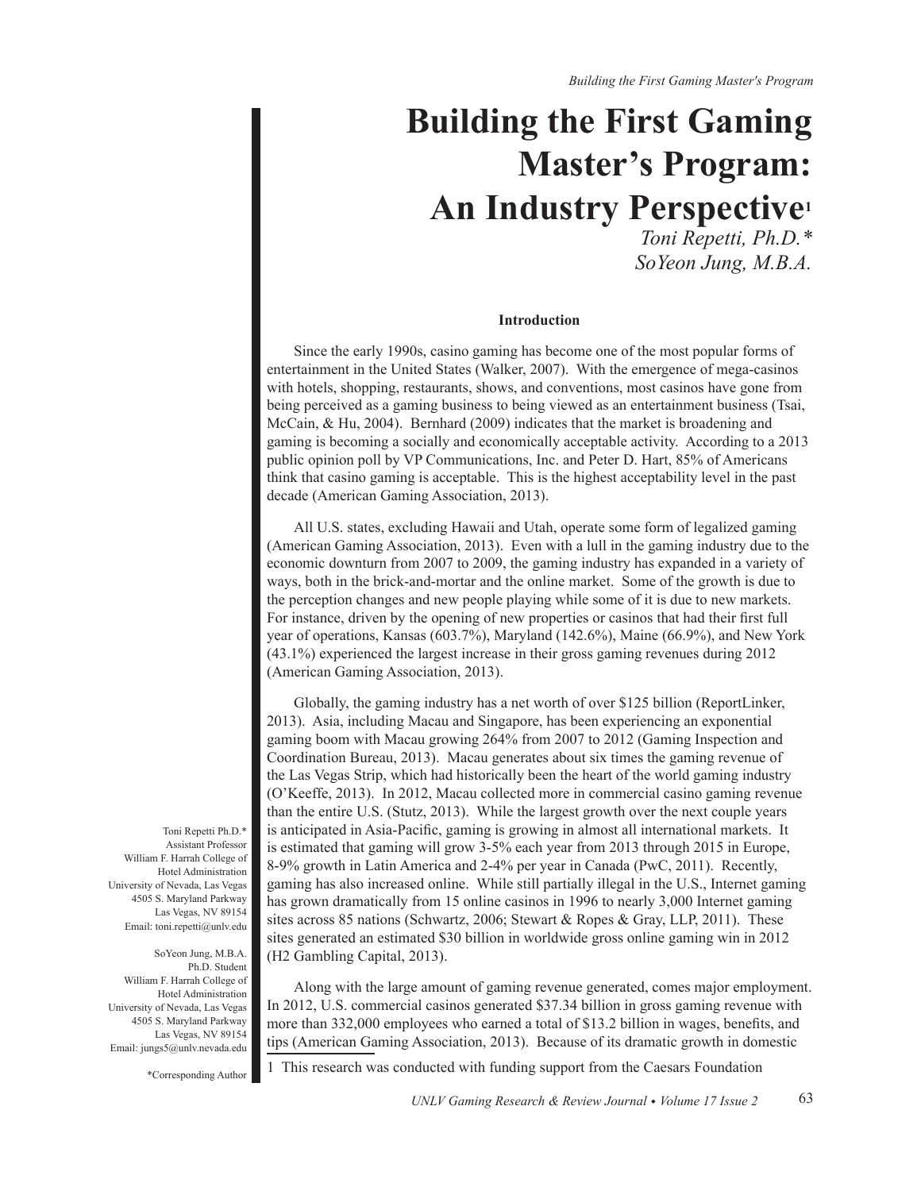# Building the First Gaming Master's Program: An Industry Perspective[1]

*Toni Repetti, Ph.D.\**
*SoYeon Jung, M.B.A.*

### Introduction

Since the early 1990s, casino gaming has become one of the most popular forms of entertainment in the United States (Walker, 2007). With the emergence of mega-casinos with hotels, shopping, restaurants, shows, and conventions, most casinos have gone from being perceived as a gaming business to being viewed as an entertainment business (Tsai, McCain, & Hu, 2004). Bernhard (2009) indicates that the market is broadening and gaming is becoming a socially and economically acceptable activity. According to a 2013 public opinion poll by VP Communications, Inc. and Peter D. Hart, 85% of Americans think that casino gaming is acceptable. This is the highest acceptability level in the past decade (American Gaming Association, 2013).

All U.S. states, excluding Hawaii and Utah, operate some form of legalized gaming (American Gaming Association, 2013). Even with a lull in the gaming industry due to the economic downturn from 2007 to 2009, the gaming industry has expanded in a variety of ways, both in the brick-and-mortar and the online market. Some of the growth is due to the perception changes and new people playing while some of it is due to new markets. For instance, driven by the opening of new properties or casinos that had their first full year of operations, Kansas (603.7%), Maryland (142.6%), Maine (66.9%), and New York (43.1%) experienced the largest increase in their gross gaming revenues during 2012 (American Gaming Association, 2013).

Globally, the gaming industry has a net worth of over $125 billion (ReportLinker, 2013). Asia, including Macau and Singapore, has been experiencing an exponential gaming boom with Macau growing 264% from 2007 to 2012 (Gaming Inspection and Coordination Bureau, 2013). Macau generates about six times the gaming revenue of the Las Vegas Strip, which had historically been the heart of the world gaming industry (O'Keeffe, 2013). In 2012, Macau collected more in commercial casino gaming revenue than the entire U.S. (Stutz, 2013). While the largest growth over the next couple years is anticipated in Asia-Pacific, gaming is growing in almost all international markets. It is estimated that gaming will grow 3-5% each year from 2013 through 2015 in Europe, 8-9% growth in Latin America and 2-4% per year in Canada (PwC, 2011). Recently, gaming has also increased online. While still partially illegal in the U.S., Internet gaming has grown dramatically from 15 online casinos in 1996 to nearly 3,000 Internet gaming sites across 85 nations (Schwartz, 2006; Stewart & Ropes & Gray, LLP, 2011). These sites generated an estimated $30 billion in worldwide gross online gaming win in 2012 (H2 Gambling Capital, 2013).

Along with the large amount of gaming revenue generated, comes major employment. In 2012, U.S. commercial casinos generated $37.34 billion in gross gaming revenue with more than 332,000 employees who earned a total of $13.2 billion in wages, benefits, and tips (American Gaming Association, 2013). Because of its dramatic growth in domestic

Toni Repetti Ph.D.*
Assistant Professor
William F. Harrah College of Hotel Administration
University of Nevada, Las Vegas
4505 S. Maryland Parkway
Las Vegas, NV 89154
Email: toni.repetti@unlv.edu

SoYeon Jung, M.B.A.
Ph.D. Student
William F. Harrah College of Hotel Administration
University of Nevada, Las Vegas
4505 S. Maryland Parkway
Las Vegas, NV 89154
Email: jungs5@unlv.nevada.edu

*Corresponding Author

[1] This research was conducted with funding support from the Caesars Foundation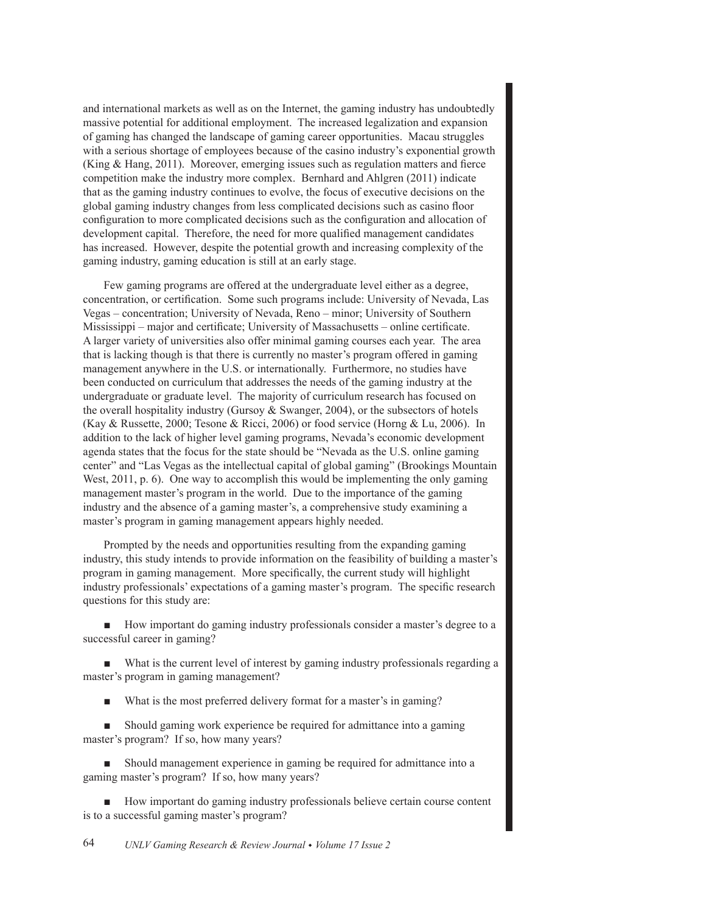and international markets as well as on the Internet, the gaming industry has undoubtedly massive potential for additional employment. The increased legalization and expansion of gaming has changed the landscape of gaming career opportunities. Macau struggles with a serious shortage of employees because of the casino industry's exponential growth (King & Hang, 2011). Moreover, emerging issues such as regulation matters and fierce competition make the industry more complex. Bernhard and Ahlgren (2011) indicate that as the gaming industry continues to evolve, the focus of executive decisions on the global gaming industry changes from less complicated decisions such as casino floor configuration to more complicated decisions such as the configuration and allocation of development capital. Therefore, the need for more qualified management candidates has increased. However, despite the potential growth and increasing complexity of the gaming industry, gaming education is still at an early stage.

Few gaming programs are offered at the undergraduate level either as a degree, concentration, or certification. Some such programs include: University of Nevada, Las Vegas – concentration; University of Nevada, Reno – minor; University of Southern Mississippi – major and certificate; University of Massachusetts – online certificate. A larger variety of universities also offer minimal gaming courses each year. The area that is lacking though is that there is currently no master's program offered in gaming management anywhere in the U.S. or internationally. Furthermore, no studies have been conducted on curriculum that addresses the needs of the gaming industry at the undergraduate or graduate level. The majority of curriculum research has focused on the overall hospitality industry (Gursoy & Swanger, 2004), or the subsectors of hotels (Kay & Russette, 2000; Tesone & Ricci, 2006) or food service (Horng & Lu, 2006). In addition to the lack of higher level gaming programs, Nevada's economic development agenda states that the focus for the state should be "Nevada as the U.S. online gaming center" and "Las Vegas as the intellectual capital of global gaming" (Brookings Mountain West, 2011, p. 6). One way to accomplish this would be implementing the only gaming management master's program in the world. Due to the importance of the gaming industry and the absence of a gaming master's, a comprehensive study examining a master's program in gaming management appears highly needed.

Prompted by the needs and opportunities resulting from the expanding gaming industry, this study intends to provide information on the feasibility of building a master's program in gaming management. More specifically, the current study will highlight industry professionals' expectations of a gaming master's program. The specific research questions for this study are:

- How important do gaming industry professionals consider a master's degree to a successful career in gaming?
- What is the current level of interest by gaming industry professionals regarding a master's program in gaming management?
- What is the most preferred delivery format for a master's in gaming?
- Should gaming work experience be required for admittance into a gaming master's program? If so, how many years?
- Should management experience in gaming be required for admittance into a gaming master's program? If so, how many years?
- How important do gaming industry professionals believe certain course content is to a successful gaming master's program?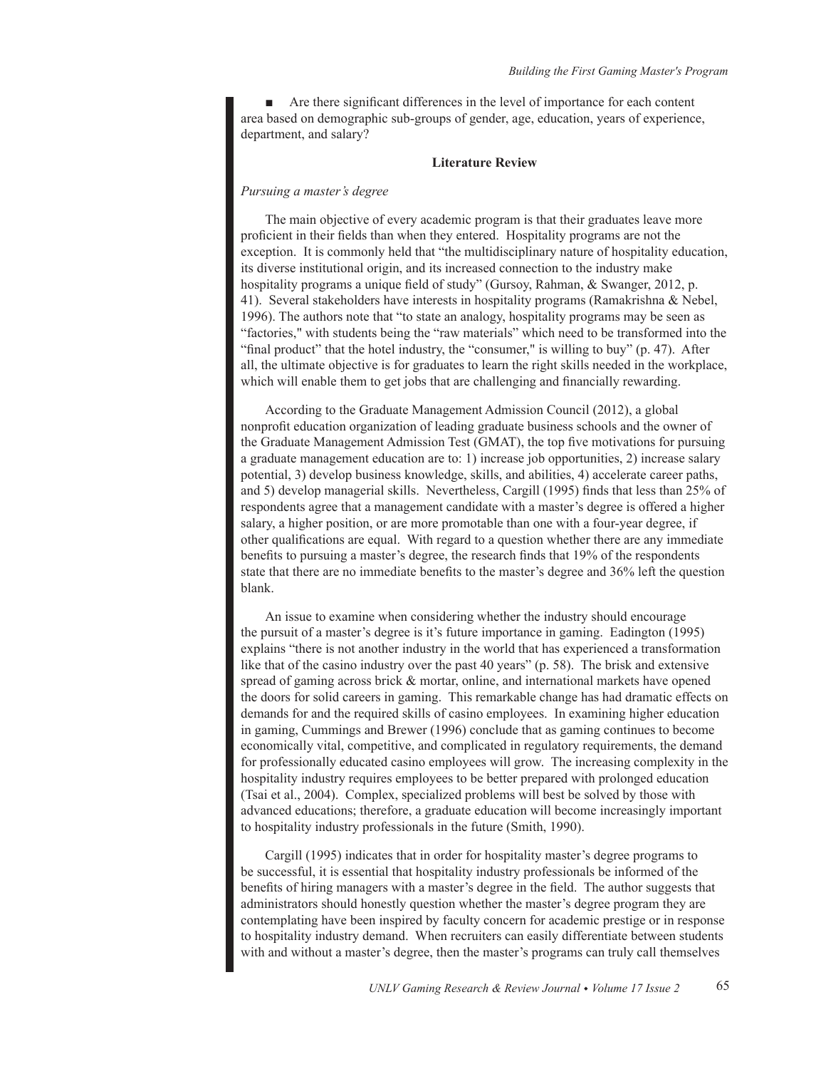- Are there significant differences in the level of importance for each content area based on demographic sub-groups of gender, age, education, years of experience, department, and salary?

## Literature Review

### *Pursuing a master's degree*

The main objective of every academic program is that their graduates leave more proficient in their fields than when they entered. Hospitality programs are not the exception. It is commonly held that "the multidisciplinary nature of hospitality education, its diverse institutional origin, and its increased connection to the industry make hospitality programs a unique field of study" (Gursoy, Rahman, & Swanger, 2012, p. 41). Several stakeholders have interests in hospitality programs (Ramakrishna & Nebel, 1996). The authors note that "to state an analogy, hospitality programs may be seen as "factories," with students being the "raw materials" which need to be transformed into the "final product" that the hotel industry, the "consumer," is willing to buy" (p. 47). After all, the ultimate objective is for graduates to learn the right skills needed in the workplace, which will enable them to get jobs that are challenging and financially rewarding.

According to the Graduate Management Admission Council (2012), a global nonprofit education organization of leading graduate business schools and the owner of the Graduate Management Admission Test (GMAT), the top five motivations for pursuing a graduate management education are to: 1) increase job opportunities, 2) increase salary potential, 3) develop business knowledge, skills, and abilities, 4) accelerate career paths, and 5) develop managerial skills. Nevertheless, Cargill (1995) finds that less than 25% of respondents agree that a management candidate with a master's degree is offered a higher salary, a higher position, or are more promotable than one with a four-year degree, if other qualifications are equal. With regard to a question whether there are any immediate benefits to pursuing a master's degree, the research finds that 19% of the respondents state that there are no immediate benefits to the master's degree and 36% left the question blank.

An issue to examine when considering whether the industry should encourage the pursuit of a master's degree is it's future importance in gaming. Eadington (1995) explains "there is not another industry in the world that has experienced a transformation like that of the casino industry over the past 40 years" (p. 58). The brisk and extensive spread of gaming across brick & mortar, online, and international markets have opened the doors for solid careers in gaming. This remarkable change has had dramatic effects on demands for and the required skills of casino employees. In examining higher education in gaming, Cummings and Brewer (1996) conclude that as gaming continues to become economically vital, competitive, and complicated in regulatory requirements, the demand for professionally educated casino employees will grow. The increasing complexity in the hospitality industry requires employees to be better prepared with prolonged education (Tsai et al., 2004). Complex, specialized problems will best be solved by those with advanced educations; therefore, a graduate education will become increasingly important to hospitality industry professionals in the future (Smith, 1990).

Cargill (1995) indicates that in order for hospitality master's degree programs to be successful, it is essential that hospitality industry professionals be informed of the benefits of hiring managers with a master's degree in the field. The author suggests that administrators should honestly question whether the master's degree program they are contemplating have been inspired by faculty concern for academic prestige or in response to hospitality industry demand. When recruiters can easily differentiate between students with and without a master's degree, then the master's programs can truly call themselves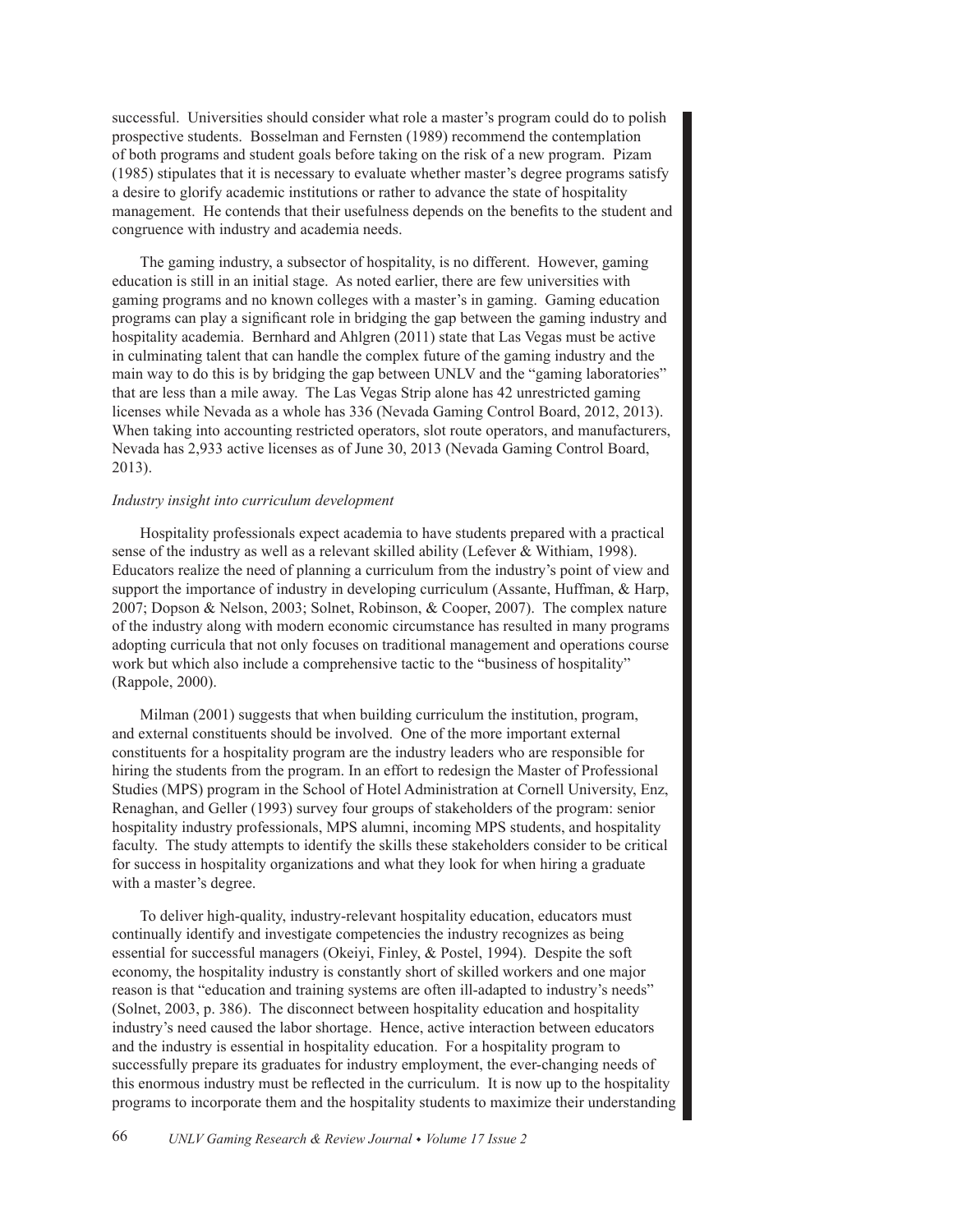successful. Universities should consider what role a master's program could do to polish prospective students. Bosselman and Fernsten (1989) recommend the contemplation of both programs and student goals before taking on the risk of a new program. Pizam (1985) stipulates that it is necessary to evaluate whether master's degree programs satisfy a desire to glorify academic institutions or rather to advance the state of hospitality management. He contends that their usefulness depends on the benefits to the student and congruence with industry and academia needs.

The gaming industry, a subsector of hospitality, is no different. However, gaming education is still in an initial stage. As noted earlier, there are few universities with gaming programs and no known colleges with a master's in gaming. Gaming education programs can play a significant role in bridging the gap between the gaming industry and hospitality academia. Bernhard and Ahlgren (2011) state that Las Vegas must be active in culminating talent that can handle the complex future of the gaming industry and the main way to do this is by bridging the gap between UNLV and the "gaming laboratories" that are less than a mile away. The Las Vegas Strip alone has 42 unrestricted gaming licenses while Nevada as a whole has 336 (Nevada Gaming Control Board, 2012, 2013). When taking into accounting restricted operators, slot route operators, and manufacturers, Nevada has 2,933 active licenses as of June 30, 2013 (Nevada Gaming Control Board, 2013).

*Industry insight into curriculum development*

Hospitality professionals expect academia to have students prepared with a practical sense of the industry as well as a relevant skilled ability (Lefever & Withiam, 1998). Educators realize the need of planning a curriculum from the industry's point of view and support the importance of industry in developing curriculum (Assante, Huffman, & Harp, 2007; Dopson & Nelson, 2003; Solnet, Robinson, & Cooper, 2007). The complex nature of the industry along with modern economic circumstance has resulted in many programs adopting curricula that not only focuses on traditional management and operations course work but which also include a comprehensive tactic to the "business of hospitality" (Rappole, 2000).

Milman (2001) suggests that when building curriculum the institution, program, and external constituents should be involved. One of the more important external constituents for a hospitality program are the industry leaders who are responsible for hiring the students from the program. In an effort to redesign the Master of Professional Studies (MPS) program in the School of Hotel Administration at Cornell University, Enz, Renaghan, and Geller (1993) survey four groups of stakeholders of the program: senior hospitality industry professionals, MPS alumni, incoming MPS students, and hospitality faculty. The study attempts to identify the skills these stakeholders consider to be critical for success in hospitality organizations and what they look for when hiring a graduate with a master's degree.

To deliver high-quality, industry-relevant hospitality education, educators must continually identify and investigate competencies the industry recognizes as being essential for successful managers (Okeiyi, Finley, & Postel, 1994). Despite the soft economy, the hospitality industry is constantly short of skilled workers and one major reason is that "education and training systems are often ill-adapted to industry's needs" (Solnet, 2003, p. 386). The disconnect between hospitality education and hospitality industry's need caused the labor shortage. Hence, active interaction between educators and the industry is essential in hospitality education. For a hospitality program to successfully prepare its graduates for industry employment, the ever-changing needs of this enormous industry must be reflected in the curriculum. It is now up to the hospitality programs to incorporate them and the hospitality students to maximize their understanding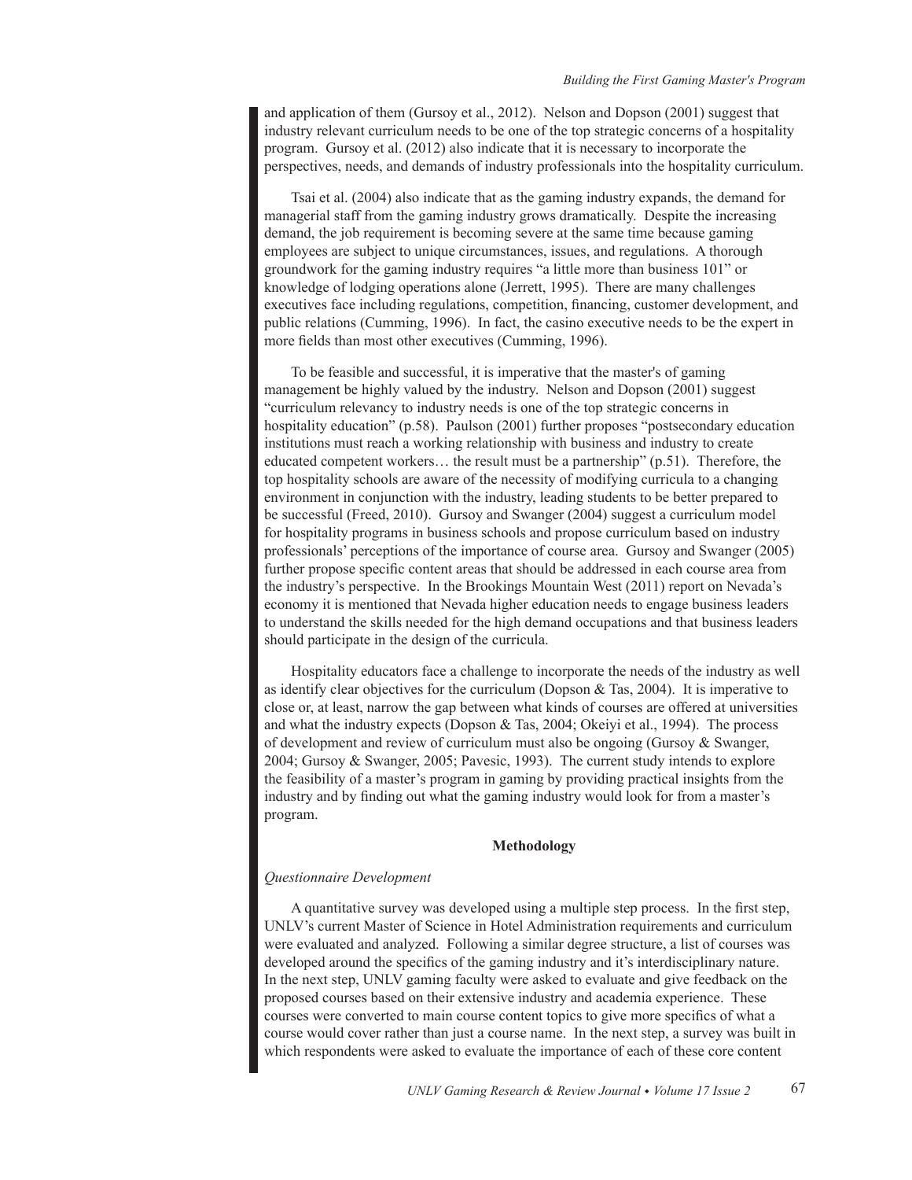and application of them (Gursoy et al., 2012). Nelson and Dopson (2001) suggest that industry relevant curriculum needs to be one of the top strategic concerns of a hospitality program. Gursoy et al. (2012) also indicate that it is necessary to incorporate the perspectives, needs, and demands of industry professionals into the hospitality curriculum.

Tsai et al. (2004) also indicate that as the gaming industry expands, the demand for managerial staff from the gaming industry grows dramatically. Despite the increasing demand, the job requirement is becoming severe at the same time because gaming employees are subject to unique circumstances, issues, and regulations. A thorough groundwork for the gaming industry requires "a little more than business 101" or knowledge of lodging operations alone (Jerrett, 1995). There are many challenges executives face including regulations, competition, financing, customer development, and public relations (Cumming, 1996). In fact, the casino executive needs to be the expert in more fields than most other executives (Cumming, 1996).

To be feasible and successful, it is imperative that the master's of gaming management be highly valued by the industry. Nelson and Dopson (2001) suggest "curriculum relevancy to industry needs is one of the top strategic concerns in hospitality education" (p.58). Paulson (2001) further proposes "postsecondary education institutions must reach a working relationship with business and industry to create educated competent workers… the result must be a partnership" (p.51). Therefore, the top hospitality schools are aware of the necessity of modifying curricula to a changing environment in conjunction with the industry, leading students to be better prepared to be successful (Freed, 2010). Gursoy and Swanger (2004) suggest a curriculum model for hospitality programs in business schools and propose curriculum based on industry professionals' perceptions of the importance of course area. Gursoy and Swanger (2005) further propose specific content areas that should be addressed in each course area from the industry's perspective. In the Brookings Mountain West (2011) report on Nevada's economy it is mentioned that Nevada higher education needs to engage business leaders to understand the skills needed for the high demand occupations and that business leaders should participate in the design of the curricula.

Hospitality educators face a challenge to incorporate the needs of the industry as well as identify clear objectives for the curriculum (Dopson & Tas, 2004). It is imperative to close or, at least, narrow the gap between what kinds of courses are offered at universities and what the industry expects (Dopson & Tas, 2004; Okeiyi et al., 1994). The process of development and review of curriculum must also be ongoing (Gursoy & Swanger, 2004; Gursoy & Swanger, 2005; Pavesic, 1993). The current study intends to explore the feasibility of a master's program in gaming by providing practical insights from the industry and by finding out what the gaming industry would look for from a master's program.

## Methodology

*Questionnaire Development*

A quantitative survey was developed using a multiple step process. In the first step, UNLV's current Master of Science in Hotel Administration requirements and curriculum were evaluated and analyzed. Following a similar degree structure, a list of courses was developed around the specifics of the gaming industry and it's interdisciplinary nature. In the next step, UNLV gaming faculty were asked to evaluate and give feedback on the proposed courses based on their extensive industry and academia experience. These courses were converted to main course content topics to give more specifics of what a course would cover rather than just a course name. In the next step, a survey was built in which respondents were asked to evaluate the importance of each of these core content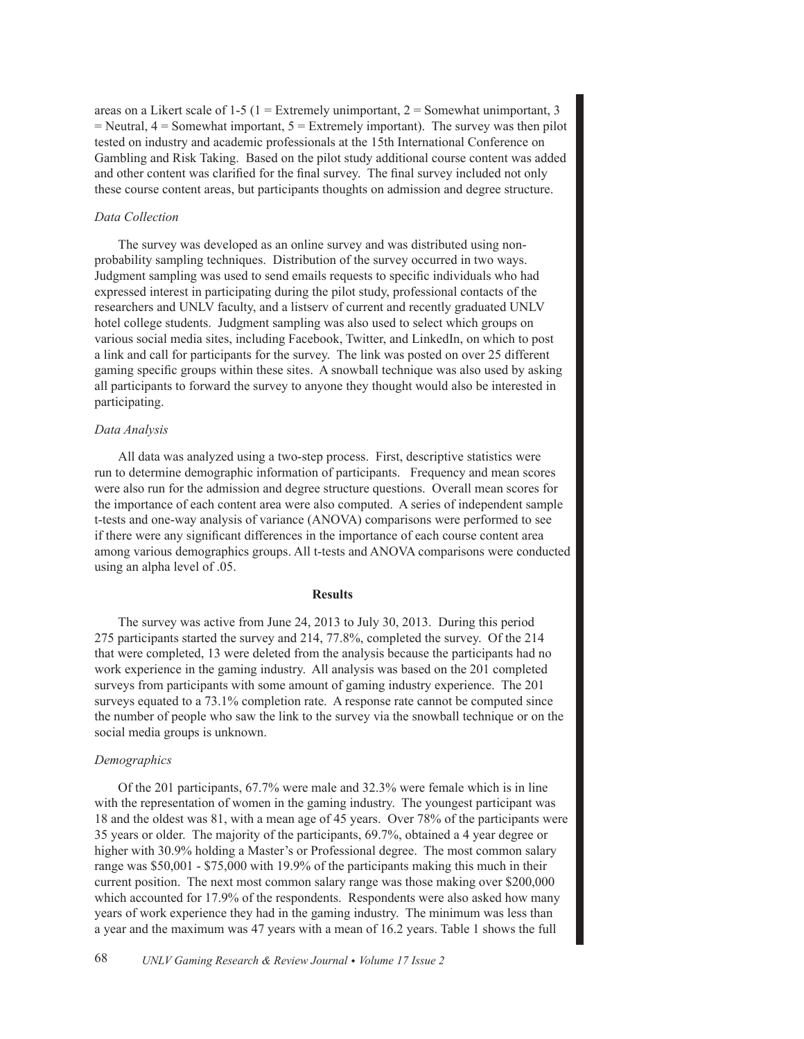areas on a Likert scale of 1-5 (1 = Extremely unimportant, 2 = Somewhat unimportant, 3 = Neutral, 4 = Somewhat important, 5 = Extremely important). The survey was then pilot tested on industry and academic professionals at the 15th International Conference on Gambling and Risk Taking. Based on the pilot study additional course content was added and other content was clarified for the final survey. The final survey included not only these course content areas, but participants thoughts on admission and degree structure.

*Data Collection*

The survey was developed as an online survey and was distributed using non-probability sampling techniques. Distribution of the survey occurred in two ways. Judgment sampling was used to send emails requests to specific individuals who had expressed interest in participating during the pilot study, professional contacts of the researchers and UNLV faculty, and a listserv of current and recently graduated UNLV hotel college students. Judgment sampling was also used to select which groups on various social media sites, including Facebook, Twitter, and LinkedIn, on which to post a link and call for participants for the survey. The link was posted on over 25 different gaming specific groups within these sites. A snowball technique was also used by asking all participants to forward the survey to anyone they thought would also be interested in participating.

*Data Analysis*

All data was analyzed using a two-step process. First, descriptive statistics were run to determine demographic information of participants. Frequency and mean scores were also run for the admission and degree structure questions. Overall mean scores for the importance of each content area were also computed. A series of independent sample t-tests and one-way analysis of variance (ANOVA) comparisons were performed to see if there were any significant differences in the importance of each course content area among various demographics groups. All t-tests and ANOVA comparisons were conducted using an alpha level of .05.

## Results

The survey was active from June 24, 2013 to July 30, 2013. During this period 275 participants started the survey and 214, 77.8%, completed the survey. Of the 214 that were completed, 13 were deleted from the analysis because the participants had no work experience in the gaming industry. All analysis was based on the 201 completed surveys from participants with some amount of gaming industry experience. The 201 surveys equated to a 73.1% completion rate. A response rate cannot be computed since the number of people who saw the link to the survey via the snowball technique or on the social media groups is unknown.

*Demographics*

Of the 201 participants, 67.7% were male and 32.3% were female which is in line with the representation of women in the gaming industry. The youngest participant was 18 and the oldest was 81, with a mean age of 45 years. Over 78% of the participants were 35 years or older. The majority of the participants, 69.7%, obtained a 4 year degree or higher with 30.9% holding a Master's or Professional degree. The most common salary range was $50,001 - $75,000 with 19.9% of the participants making this much in their current position. The next most common salary range was those making over $200,000 which accounted for 17.9% of the respondents. Respondents were also asked how many years of work experience they had in the gaming industry. The minimum was less than a year and the maximum was 47 years with a mean of 16.2 years. Table 1 shows the full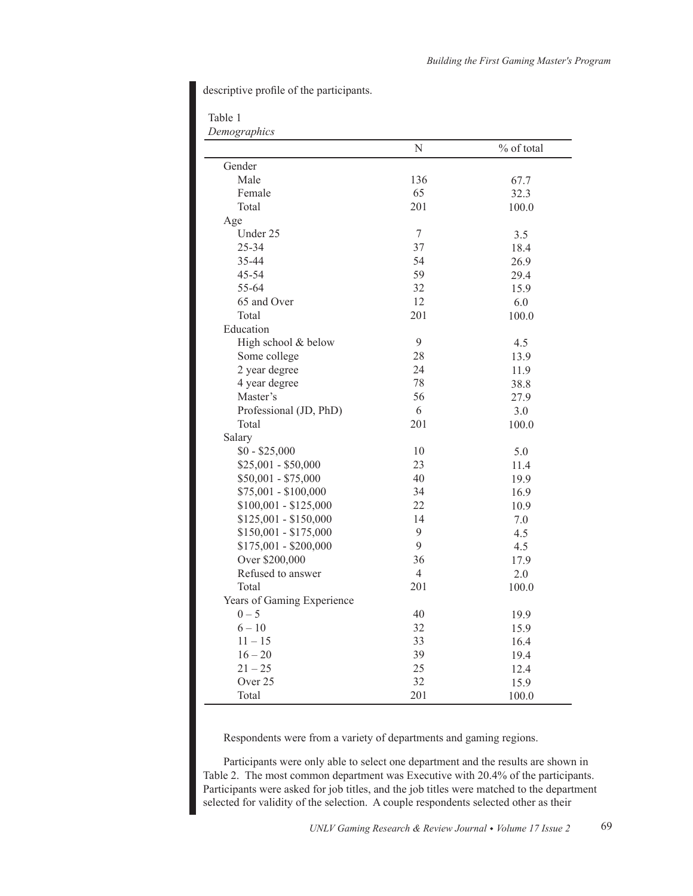descriptive profile of the participants.

Table 1
*Demographics*

| | N | % of total |
|---|---|---|
| Gender | | |
| Male | 136 | 67.7 |
| Female | 65 | 32.3 |
| Total | 201 | 100.0 |
| Age | | |
| Under 25 | 7 | 3.5 |
| 25-34 | 37 | 18.4 |
| 35-44 | 54 | 26.9 |
| 45-54 | 59 | 29.4 |
| 55-64 | 32 | 15.9 |
| 65 and Over | 12 | 6.0 |
| Total | 201 | 100.0 |
| Education | | |
| High school & below | 9 | 4.5 |
| Some college | 28 | 13.9 |
| 2 year degree | 24 | 11.9 |
| 4 year degree | 78 | 38.8 |
| Master's | 56 | 27.9 |
| Professional (JD, PhD) | 6 | 3.0 |
| Total | 201 | 100.0 |
| Salary | | |
| $0 - $25,000 | 10 | 5.0 |
| $25,001 - $50,000 | 23 | 11.4 |
| $50,001 - $75,000 | 40 | 19.9 |
| $75,001 - $100,000 | 34 | 16.9 |
| $100,001 - $125,000 | 22 | 10.9 |
| $125,001 - $150,000 | 14 | 7.0 |
| $150,001 - $175,000 | 9 | 4.5 |
| $175,001 - $200,000 | 9 | 4.5 |
| Over $200,000 | 36 | 17.9 |
| Refused to answer | 4 | 2.0 |
| Total | 201 | 100.0 |
| Years of Gaming Experience | | |
| 0 – 5 | 40 | 19.9 |
| 6 – 10 | 32 | 15.9 |
| 11 – 15 | 33 | 16.4 |
| 16 – 20 | 39 | 19.4 |
| 21 – 25 | 25 | 12.4 |
| Over 25 | 32 | 15.9 |
| Total | 201 | 100.0 |

Respondents were from a variety of departments and gaming regions.

Participants were only able to select one department and the results are shown in Table 2. The most common department was Executive with 20.4% of the participants. Participants were asked for job titles, and the job titles were matched to the department selected for validity of the selection. A couple respondents selected other as their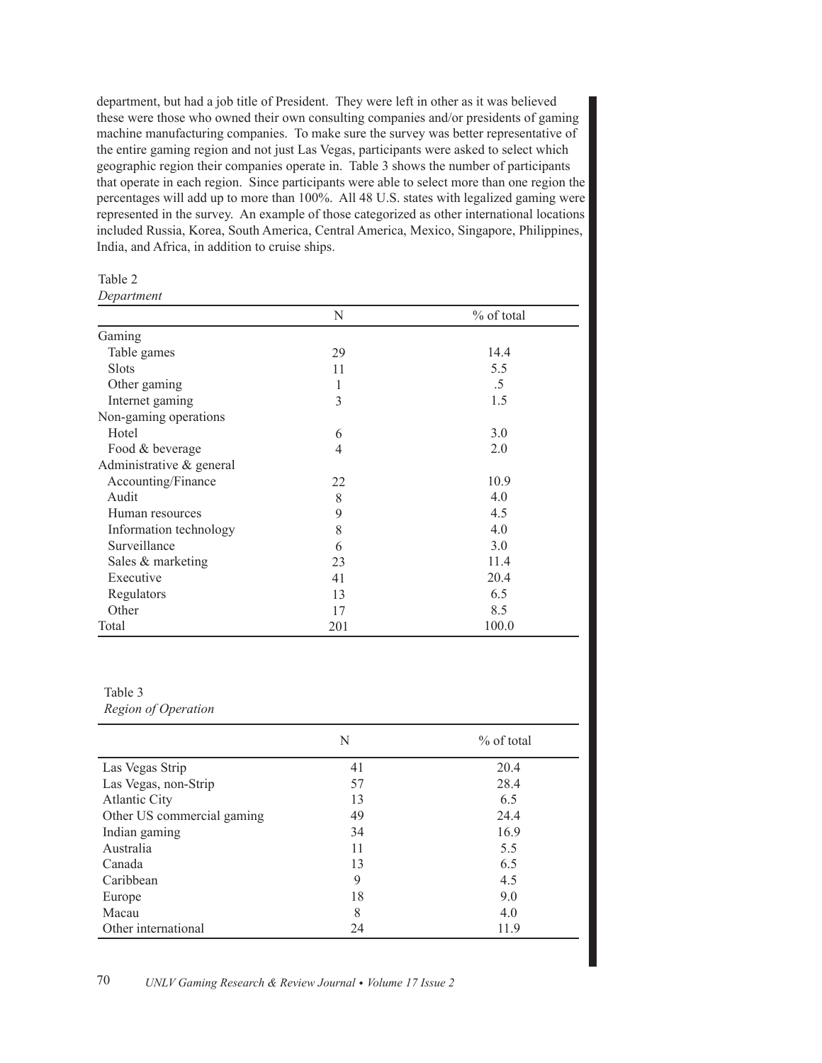department, but had a job title of President. They were left in other as it was believed these were those who owned their own consulting companies and/or presidents of gaming machine manufacturing companies. To make sure the survey was better representative of the entire gaming region and not just Las Vegas, participants were asked to select which geographic region their companies operate in. Table 3 shows the number of participants that operate in each region. Since participants were able to select more than one region the percentages will add up to more than 100%. All 48 U.S. states with legalized gaming were represented in the survey. An example of those categorized as other international locations included Russia, Korea, South America, Central America, Mexico, Singapore, Philippines, India, and Africa, in addition to cruise ships.

Table 2
*Department*

| | N | % of total |
|---|---|---|
| Gaming | | |
| Table games | 29 | 14.4 |
| Slots | 11 | 5.5 |
| Other gaming | 1 | .5 |
| Internet gaming | 3 | 1.5 |
| Non-gaming operations | | |
| Hotel | 6 | 3.0 |
| Food & beverage | 4 | 2.0 |
| Administrative & general | | |
| Accounting/Finance | 22 | 10.9 |
| Audit | 8 | 4.0 |
| Human resources | 9 | 4.5 |
| Information technology | 8 | 4.0 |
| Surveillance | 6 | 3.0 |
| Sales & marketing | 23 | 11.4 |
| Executive | 41 | 20.4 |
| Regulators | 13 | 6.5 |
| Other | 17 | 8.5 |
| Total | 201 | 100.0 |

Table 3
*Region of Operation*

| | N | % of total |
|---|---|---|
| Las Vegas Strip | 41 | 20.4 |
| Las Vegas, non-Strip | 57 | 28.4 |
| Atlantic City | 13 | 6.5 |
| Other US commercial gaming | 49 | 24.4 |
| Indian gaming | 34 | 16.9 |
| Australia | 11 | 5.5 |
| Canada | 13 | 6.5 |
| Caribbean | 9 | 4.5 |
| Europe | 18 | 9.0 |
| Macau | 8 | 4.0 |
| Other international | 24 | 11.9 |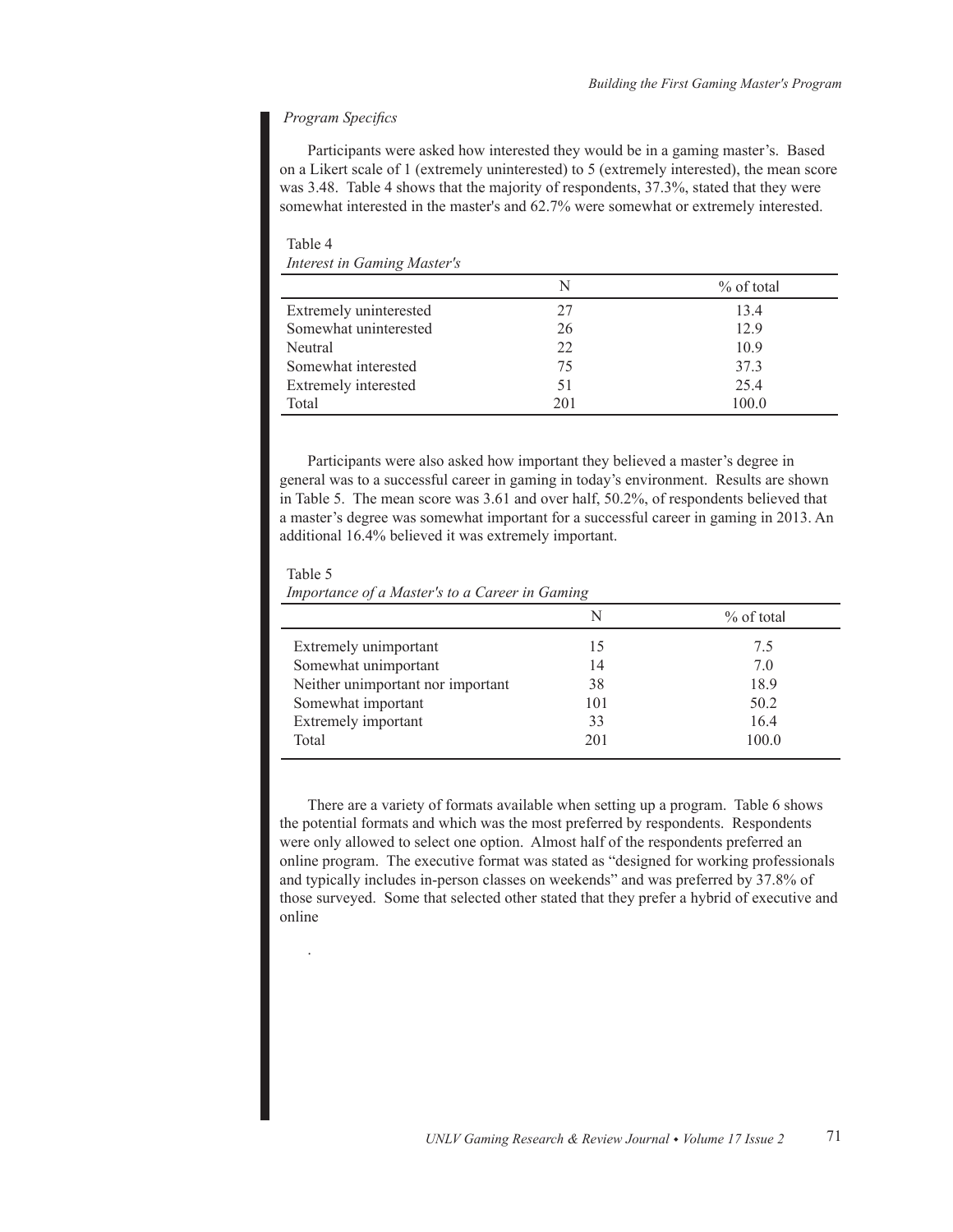*Program Specifics*

Participants were asked how interested they would be in a gaming master's. Based on a Likert scale of 1 (extremely uninterested) to 5 (extremely interested), the mean score was 3.48. Table 4 shows that the majority of respondents, 37.3%, stated that they were somewhat interested in the master's and 62.7% were somewhat or extremely interested.

Table 4
*Interest in Gaming Master's*

| | N | % of total |
|---|---|---|
| Extremely uninterested | 27 | 13.4 |
| Somewhat uninterested | 26 | 12.9 |
| Neutral | 22 | 10.9 |
| Somewhat interested | 75 | 37.3 |
| Extremely interested | 51 | 25.4 |
| Total | 201 | 100.0 |

Participants were also asked how important they believed a master's degree in general was to a successful career in gaming in today's environment. Results are shown in Table 5. The mean score was 3.61 and over half, 50.2%, of respondents believed that a master's degree was somewhat important for a successful career in gaming in 2013. An additional 16.4% believed it was extremely important.

Table 5
*Importance of a Master's to a Career in Gaming*

| | N | % of total |
|---|---|---|
| Extremely unimportant | 15 | 7.5 |
| Somewhat unimportant | 14 | 7.0 |
| Neither unimportant nor important | 38 | 18.9 |
| Somewhat important | 101 | 50.2 |
| Extremely important | 33 | 16.4 |
| Total | 201 | 100.0 |

There are a variety of formats available when setting up a program. Table 6 shows the potential formats and which was the most preferred by respondents. Respondents were only allowed to select one option. Almost half of the respondents preferred an online program. The executive format was stated as "designed for working professionals and typically includes in-person classes on weekends" and was preferred by 37.8% of those surveyed. Some that selected other stated that they prefer a hybrid of executive and online

.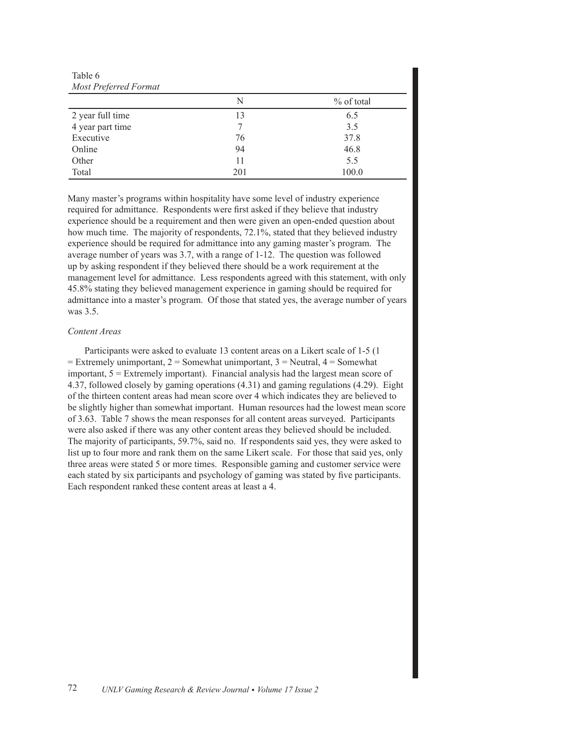Table 6
*Most Preferred Format*

| | N | % of total |
|---|---|---|
| 2 year full time | 13 | 6.5 |
| 4 year part time | 7 | 3.5 |
| Executive | 76 | 37.8 |
| Online | 94 | 46.8 |
| Other | 11 | 5.5 |
| Total | 201 | 100.0 |

Many master's programs within hospitality have some level of industry experience required for admittance. Respondents were first asked if they believe that industry experience should be a requirement and then were given an open-ended question about how much time. The majority of respondents, 72.1%, stated that they believed industry experience should be required for admittance into any gaming master's program. The average number of years was 3.7, with a range of 1-12. The question was followed up by asking respondent if they believed there should be a work requirement at the management level for admittance. Less respondents agreed with this statement, with only 45.8% stating they believed management experience in gaming should be required for admittance into a master's program. Of those that stated yes, the average number of years was 3.5.

*Content Areas*

Participants were asked to evaluate 13 content areas on a Likert scale of 1-5 (1 = Extremely unimportant, 2 = Somewhat unimportant, 3 = Neutral, 4 = Somewhat important, 5 = Extremely important). Financial analysis had the largest mean score of 4.37, followed closely by gaming operations (4.31) and gaming regulations (4.29). Eight of the thirteen content areas had mean score over 4 which indicates they are believed to be slightly higher than somewhat important. Human resources had the lowest mean score of 3.63. Table 7 shows the mean responses for all content areas surveyed. Participants were also asked if there was any other content areas they believed should be included. The majority of participants, 59.7%, said no. If respondents said yes, they were asked to list up to four more and rank them on the same Likert scale. For those that said yes, only three areas were stated 5 or more times. Responsible gaming and customer service were each stated by six participants and psychology of gaming was stated by five participants. Each respondent ranked these content areas at least a 4.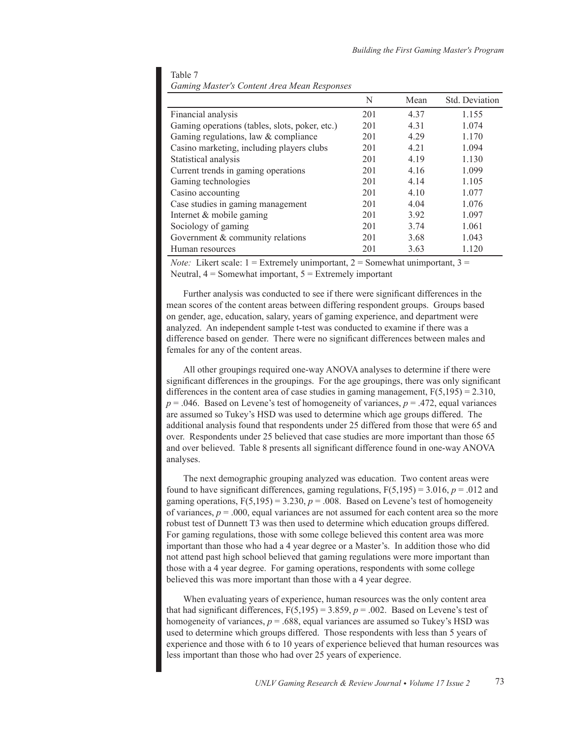Table 7
*Gaming Master's Content Area Mean Responses*

| | N | Mean | Std. Deviation |
|---|---|---|---|
| Financial analysis | 201 | 4.37 | 1.155 |
| Gaming operations (tables, slots, poker, etc.) | 201 | 4.31 | 1.074 |
| Gaming regulations, law & compliance | 201 | 4.29 | 1.170 |
| Casino marketing, including players clubs | 201 | 4.21 | 1.094 |
| Statistical analysis | 201 | 4.19 | 1.130 |
| Current trends in gaming operations | 201 | 4.16 | 1.099 |
| Gaming technologies | 201 | 4.14 | 1.105 |
| Casino accounting | 201 | 4.10 | 1.077 |
| Case studies in gaming management | 201 | 4.04 | 1.076 |
| Internet & mobile gaming | 201 | 3.92 | 1.097 |
| Sociology of gaming | 201 | 3.74 | 1.061 |
| Government & community relations | 201 | 3.68 | 1.043 |
| Human resources | 201 | 3.63 | 1.120 |

*Note:* Likert scale: 1 = Extremely unimportant, 2 = Somewhat unimportant, 3 = Neutral, 4 = Somewhat important, 5 = Extremely important

Further analysis was conducted to see if there were significant differences in the mean scores of the content areas between differing respondent groups. Groups based on gender, age, education, salary, years of gaming experience, and department were analyzed. An independent sample t-test was conducted to examine if there was a difference based on gender. There were no significant differences between males and females for any of the content areas.

All other groupings required one-way ANOVA analyses to determine if there were significant differences in the groupings. For the age groupings, there was only significant differences in the content area of case studies in gaming management, $F(5,195) = 2.310$, $p = .046$. Based on Levene's test of homogeneity of variances, $p = .472$, equal variances are assumed so Tukey's HSD was used to determine which age groups differed. The additional analysis found that respondents under 25 differed from those that were 65 and over. Respondents under 25 believed that case studies are more important than those 65 and over believed. Table 8 presents all significant difference found in one-way ANOVA analyses.

The next demographic grouping analyzed was education. Two content areas were found to have significant differences, gaming regulations, $F(5,195) = 3.016$, $p = .012$ and gaming operations, $F(5,195) = 3.230$, $p = .008$. Based on Levene's test of homogeneity of variances, $p = .000$, equal variances are not assumed for each content area so the more robust test of Dunnett T3 was then used to determine which education groups differed. For gaming regulations, those with some college believed this content area was more important than those who had a 4 year degree or a Master's. In addition those who did not attend past high school believed that gaming regulations were more important than those with a 4 year degree. For gaming operations, respondents with some college believed this was more important than those with a 4 year degree.

When evaluating years of experience, human resources was the only content area that had significant differences, $F(5,195) = 3.859$, $p = .002$. Based on Levene's test of homogeneity of variances, $p = .688$, equal variances are assumed so Tukey's HSD was used to determine which groups differed. Those respondents with less than 5 years of experience and those with 6 to 10 years of experience believed that human resources was less important than those who had over 25 years of experience.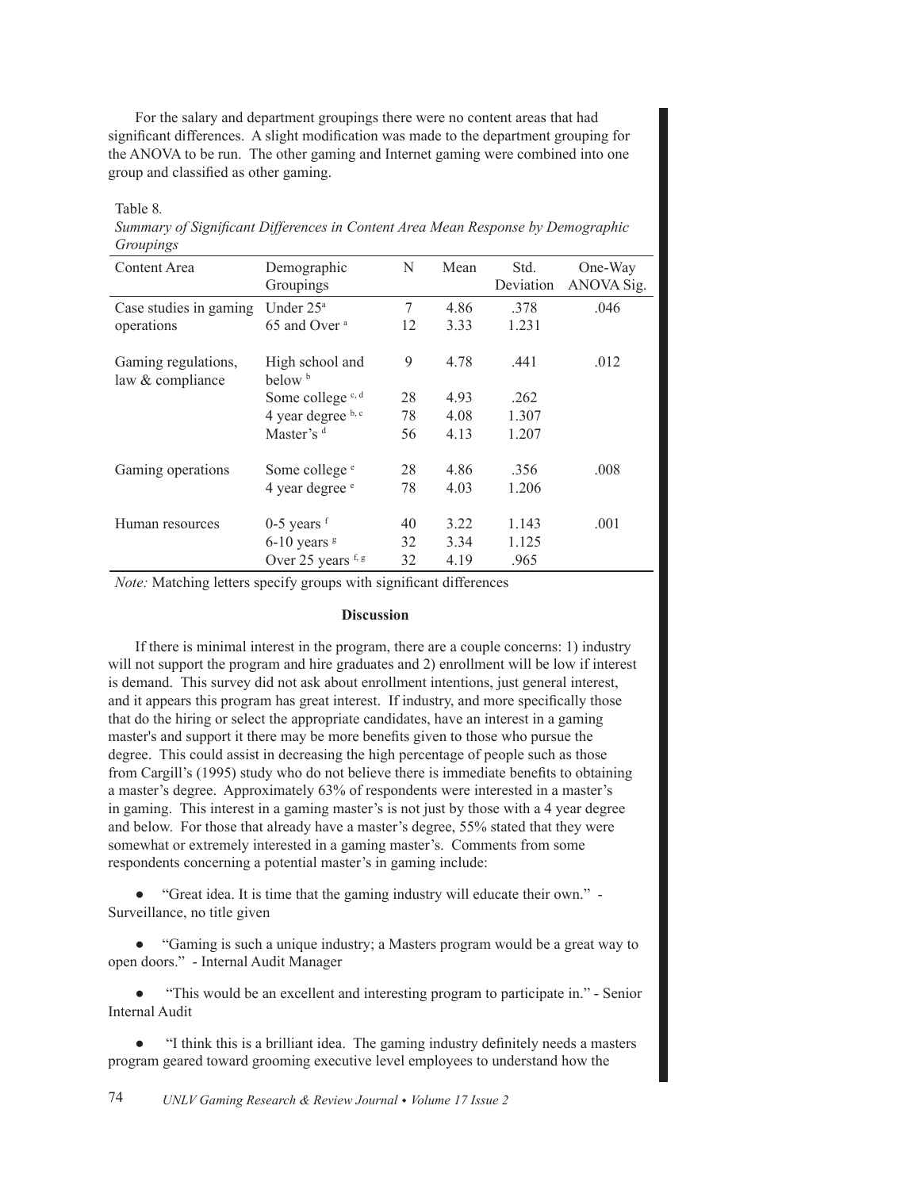For the salary and department groupings there were no content areas that had significant differences. A slight modification was made to the department grouping for the ANOVA to be run. The other gaming and Internet gaming were combined into one group and classified as other gaming.

Table 8.

*Summary of Significant Differences in Content Area Mean Response by Demographic Groupings*

| Content Area | Demographic Groupings | N | Mean | Std. Deviation | One-Way ANOVA Sig. |
|---|---|---|---|---|---|
| Case studies in gaming operations | Under 25 [a] | 7 | 4.86 | .378 | .046 |
| | 65 and Over [a] | 12 | 3.33 | 1.231 | |
| Gaming regulations, law & compliance | High school and below [b] | 9 | 4.78 | .441 | .012 |
| | Some college [c, d] | 28 | 4.93 | .262 | |
| | 4 year degree [b, c] | 78 | 4.08 | 1.307 | |
| | Master's [d] | 56 | 4.13 | 1.207 | |
| Gaming operations | Some college [e] | 28 | 4.86 | .356 | .008 |
| | 4 year degree [e] | 78 | 4.03 | 1.206 | |
| Human resources | 0-5 years [f] | 40 | 3.22 | 1.143 | .001 |
| | 6-10 years [g] | 32 | 3.34 | 1.125 | |
| | Over 25 years [f, g] | 32 | 4.19 | .965 | |

*Note:* Matching letters specify groups with significant differences

**Discussion**

If there is minimal interest in the program, there are a couple concerns: 1) industry will not support the program and hire graduates and 2) enrollment will be low if interest is demand. This survey did not ask about enrollment intentions, just general interest, and it appears this program has great interest. If industry, and more specifically those that do the hiring or select the appropriate candidates, have an interest in a gaming master's and support it there may be more benefits given to those who pursue the degree. This could assist in decreasing the high percentage of people such as those from Cargill's (1995) study who do not believe there is immediate benefits to obtaining a master's degree. Approximately 63% of respondents were interested in a master's in gaming. This interest in a gaming master's is not just by those with a 4 year degree and below. For those that already have a master's degree, 55% stated that they were somewhat or extremely interested in a gaming master's. Comments from some respondents concerning a potential master's in gaming include:

- "Great idea. It is time that the gaming industry will educate their own." - Surveillance, no title given
- "Gaming is such a unique industry; a Masters program would be a great way to open doors." - Internal Audit Manager
- "This would be an excellent and interesting program to participate in." - Senior Internal Audit
- "I think this is a brilliant idea. The gaming industry definitely needs a masters program geared toward grooming executive level employees to understand how the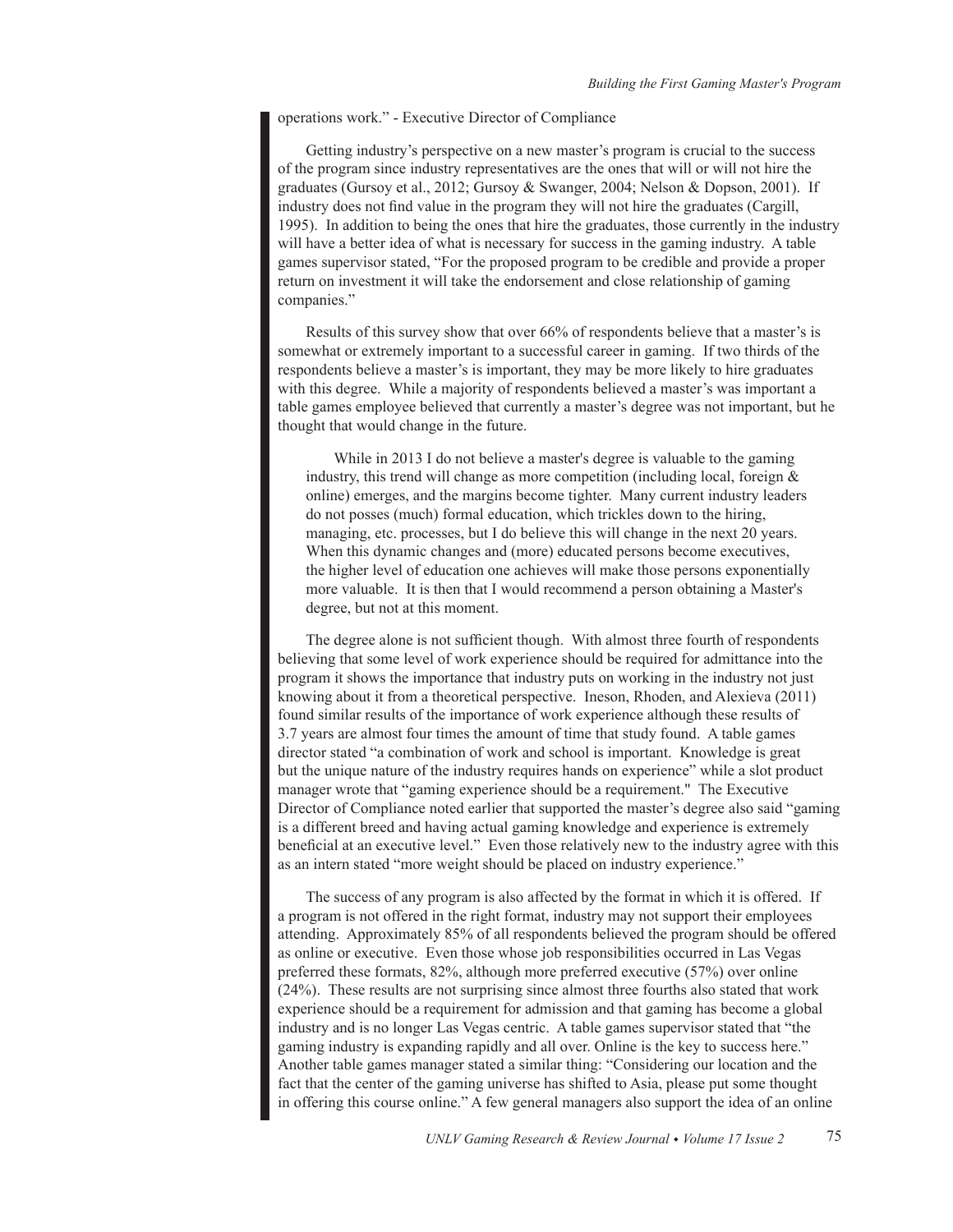operations work." - Executive Director of Compliance

Getting industry's perspective on a new master's program is crucial to the success of the program since industry representatives are the ones that will or will not hire the graduates (Gursoy et al., 2012; Gursoy & Swanger, 2004; Nelson & Dopson, 2001). If industry does not find value in the program they will not hire the graduates (Cargill, 1995). In addition to being the ones that hire the graduates, those currently in the industry will have a better idea of what is necessary for success in the gaming industry. A table games supervisor stated, "For the proposed program to be credible and provide a proper return on investment it will take the endorsement and close relationship of gaming companies."

Results of this survey show that over 66% of respondents believe that a master's is somewhat or extremely important to a successful career in gaming. If two thirds of the respondents believe a master's is important, they may be more likely to hire graduates with this degree. While a majority of respondents believed a master's was important a table games employee believed that currently a master's degree was not important, but he thought that would change in the future.

> While in 2013 I do not believe a master's degree is valuable to the gaming industry, this trend will change as more competition (including local, foreign & online) emerges, and the margins become tighter. Many current industry leaders do not posses (much) formal education, which trickles down to the hiring, managing, etc. processes, but I do believe this will change in the next 20 years. When this dynamic changes and (more) educated persons become executives, the higher level of education one achieves will make those persons exponentially more valuable. It is then that I would recommend a person obtaining a Master's degree, but not at this moment.

The degree alone is not sufficient though. With almost three fourth of respondents believing that some level of work experience should be required for admittance into the program it shows the importance that industry puts on working in the industry not just knowing about it from a theoretical perspective. Ineson, Rhoden, and Alexieva (2011) found similar results of the importance of work experience although these results of 3.7 years are almost four times the amount of time that study found. A table games director stated "a combination of work and school is important. Knowledge is great but the unique nature of the industry requires hands on experience" while a slot product manager wrote that "gaming experience should be a requirement." The Executive Director of Compliance noted earlier that supported the master's degree also said "gaming is a different breed and having actual gaming knowledge and experience is extremely beneficial at an executive level." Even those relatively new to the industry agree with this as an intern stated "more weight should be placed on industry experience."

The success of any program is also affected by the format in which it is offered. If a program is not offered in the right format, industry may not support their employees attending. Approximately 85% of all respondents believed the program should be offered as online or executive. Even those whose job responsibilities occurred in Las Vegas preferred these formats, 82%, although more preferred executive (57%) over online (24%). These results are not surprising since almost three fourths also stated that work experience should be a requirement for admission and that gaming has become a global industry and is no longer Las Vegas centric. A table games supervisor stated that "the gaming industry is expanding rapidly and all over. Online is the key to success here." Another table games manager stated a similar thing: "Considering our location and the fact that the center of the gaming universe has shifted to Asia, please put some thought in offering this course online." A few general managers also support the idea of an online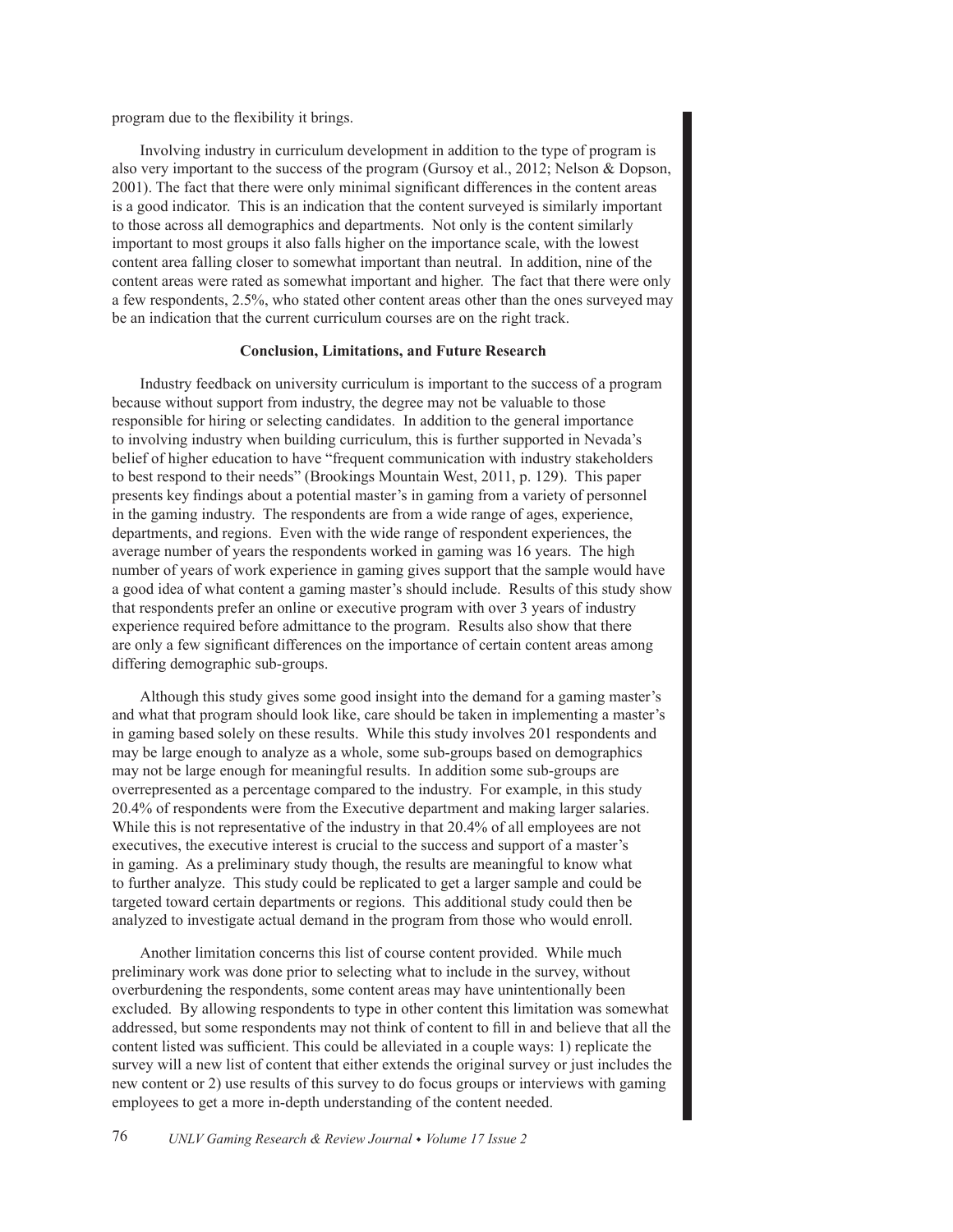program due to the flexibility it brings.

Involving industry in curriculum development in addition to the type of program is also very important to the success of the program (Gursoy et al., 2012; Nelson & Dopson, 2001). The fact that there were only minimal significant differences in the content areas is a good indicator. This is an indication that the content surveyed is similarly important to those across all demographics and departments. Not only is the content similarly important to most groups it also falls higher on the importance scale, with the lowest content area falling closer to somewhat important than neutral. In addition, nine of the content areas were rated as somewhat important and higher. The fact that there were only a few respondents, 2.5%, who stated other content areas other than the ones surveyed may be an indication that the current curriculum courses are on the right track.

## Conclusion, Limitations, and Future Research

Industry feedback on university curriculum is important to the success of a program because without support from industry, the degree may not be valuable to those responsible for hiring or selecting candidates. In addition to the general importance to involving industry when building curriculum, this is further supported in Nevada's belief of higher education to have "frequent communication with industry stakeholders to best respond to their needs" (Brookings Mountain West, 2011, p. 129). This paper presents key findings about a potential master's in gaming from a variety of personnel in the gaming industry. The respondents are from a wide range of ages, experience, departments, and regions. Even with the wide range of respondent experiences, the average number of years the respondents worked in gaming was 16 years. The high number of years of work experience in gaming gives support that the sample would have a good idea of what content a gaming master's should include. Results of this study show that respondents prefer an online or executive program with over 3 years of industry experience required before admittance to the program. Results also show that there are only a few significant differences on the importance of certain content areas among differing demographic sub-groups.

Although this study gives some good insight into the demand for a gaming master's and what that program should look like, care should be taken in implementing a master's in gaming based solely on these results. While this study involves 201 respondents and may be large enough to analyze as a whole, some sub-groups based on demographics may not be large enough for meaningful results. In addition some sub-groups are overrepresented as a percentage compared to the industry. For example, in this study 20.4% of respondents were from the Executive department and making larger salaries. While this is not representative of the industry in that 20.4% of all employees are not executives, the executive interest is crucial to the success and support of a master's in gaming. As a preliminary study though, the results are meaningful to know what to further analyze. This study could be replicated to get a larger sample and could be targeted toward certain departments or regions. This additional study could then be analyzed to investigate actual demand in the program from those who would enroll.

Another limitation concerns this list of course content provided. While much preliminary work was done prior to selecting what to include in the survey, without overburdening the respondents, some content areas may have unintentionally been excluded. By allowing respondents to type in other content this limitation was somewhat addressed, but some respondents may not think of content to fill in and believe that all the content listed was sufficient. This could be alleviated in a couple ways: 1) replicate the survey will a new list of content that either extends the original survey or just includes the new content or 2) use results of this survey to do focus groups or interviews with gaming employees to get a more in-depth understanding of the content needed.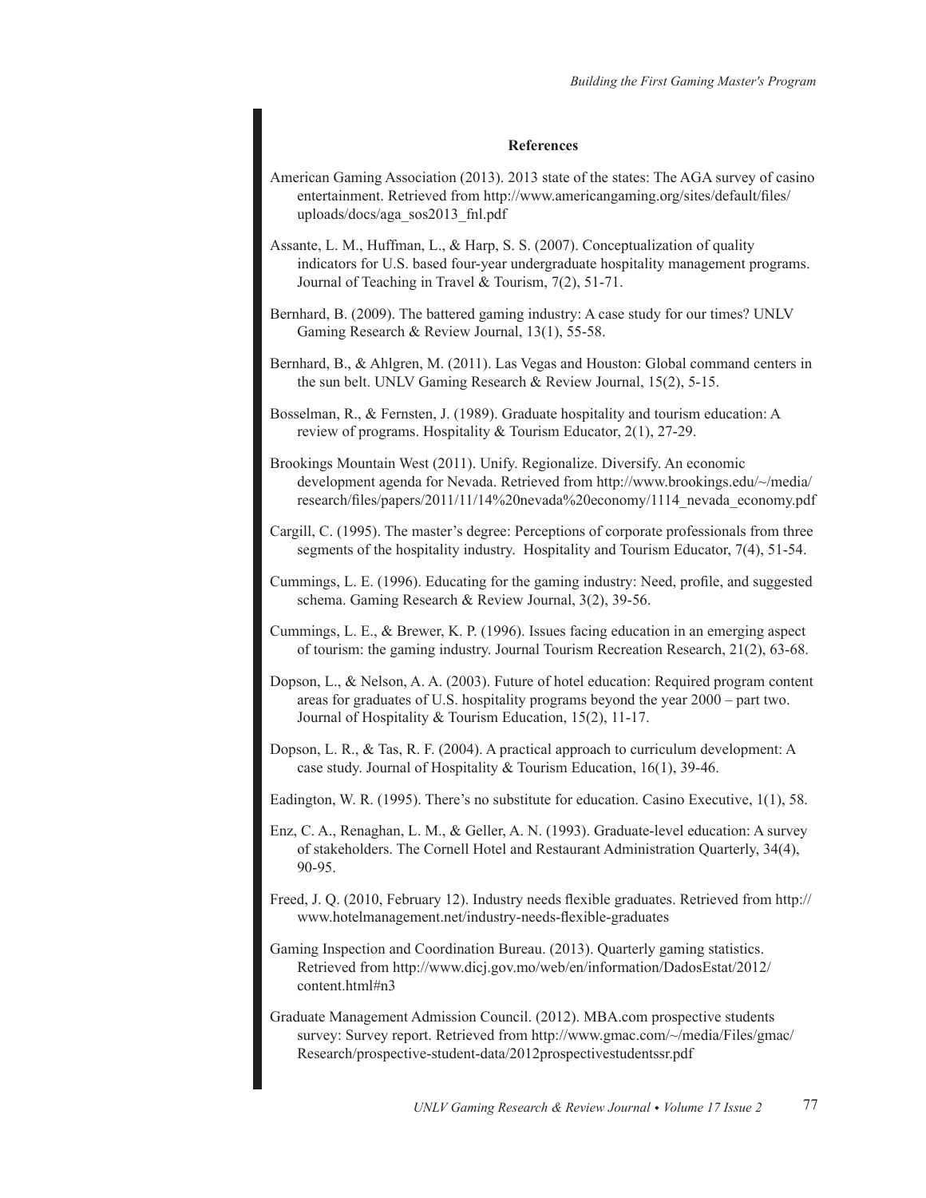## References

American Gaming Association (2013). 2013 state of the states: The AGA survey of casino entertainment. Retrieved from http://www.americangaming.org/sites/default/files/uploads/docs/aga_sos2013_fnl.pdf

Assante, L. M., Huffman, L., & Harp, S. S. (2007). Conceptualization of quality indicators for U.S. based four-year undergraduate hospitality management programs. Journal of Teaching in Travel & Tourism, 7(2), 51-71.

Bernhard, B. (2009). The battered gaming industry: A case study for our times? UNLV Gaming Research & Review Journal, 13(1), 55-58.

Bernhard, B., & Ahlgren, M. (2011). Las Vegas and Houston: Global command centers in the sun belt. UNLV Gaming Research & Review Journal, 15(2), 5-15.

Bosselman, R., & Fernsten, J. (1989). Graduate hospitality and tourism education: A review of programs. Hospitality & Tourism Educator, 2(1), 27-29.

Brookings Mountain West (2011). Unify. Regionalize. Diversify. An economic development agenda for Nevada. Retrieved from http://www.brookings.edu/~/media/research/files/papers/2011/11/14%20nevada%20economy/1114_nevada_economy.pdf

Cargill, C. (1995). The master's degree: Perceptions of corporate professionals from three segments of the hospitality industry. Hospitality and Tourism Educator, 7(4), 51-54.

Cummings, L. E. (1996). Educating for the gaming industry: Need, profile, and suggested schema. Gaming Research & Review Journal, 3(2), 39-56.

Cummings, L. E., & Brewer, K. P. (1996). Issues facing education in an emerging aspect of tourism: the gaming industry. Journal Tourism Recreation Research, 21(2), 63-68.

Dopson, L., & Nelson, A. A. (2003). Future of hotel education: Required program content areas for graduates of U.S. hospitality programs beyond the year 2000 – part two. Journal of Hospitality & Tourism Education, 15(2), 11-17.

Dopson, L. R., & Tas, R. F. (2004). A practical approach to curriculum development: A case study. Journal of Hospitality & Tourism Education, 16(1), 39-46.

Eadington, W. R. (1995). There's no substitute for education. Casino Executive, 1(1), 58.

Enz, C. A., Renaghan, L. M., & Geller, A. N. (1993). Graduate-level education: A survey of stakeholders. The Cornell Hotel and Restaurant Administration Quarterly, 34(4), 90-95.

Freed, J. Q. (2010, February 12). Industry needs flexible graduates. Retrieved from http://www.hotelmanagement.net/industry-needs-flexible-graduates

Gaming Inspection and Coordination Bureau. (2013). Quarterly gaming statistics. Retrieved from http://www.dicj.gov.mo/web/en/information/DadosEstat/2012/content.html#n3

Graduate Management Admission Council. (2012). MBA.com prospective students survey: Survey report. Retrieved from http://www.gmac.com/~/media/Files/gmac/Research/prospective-student-data/2012prospectivestudentssr.pdf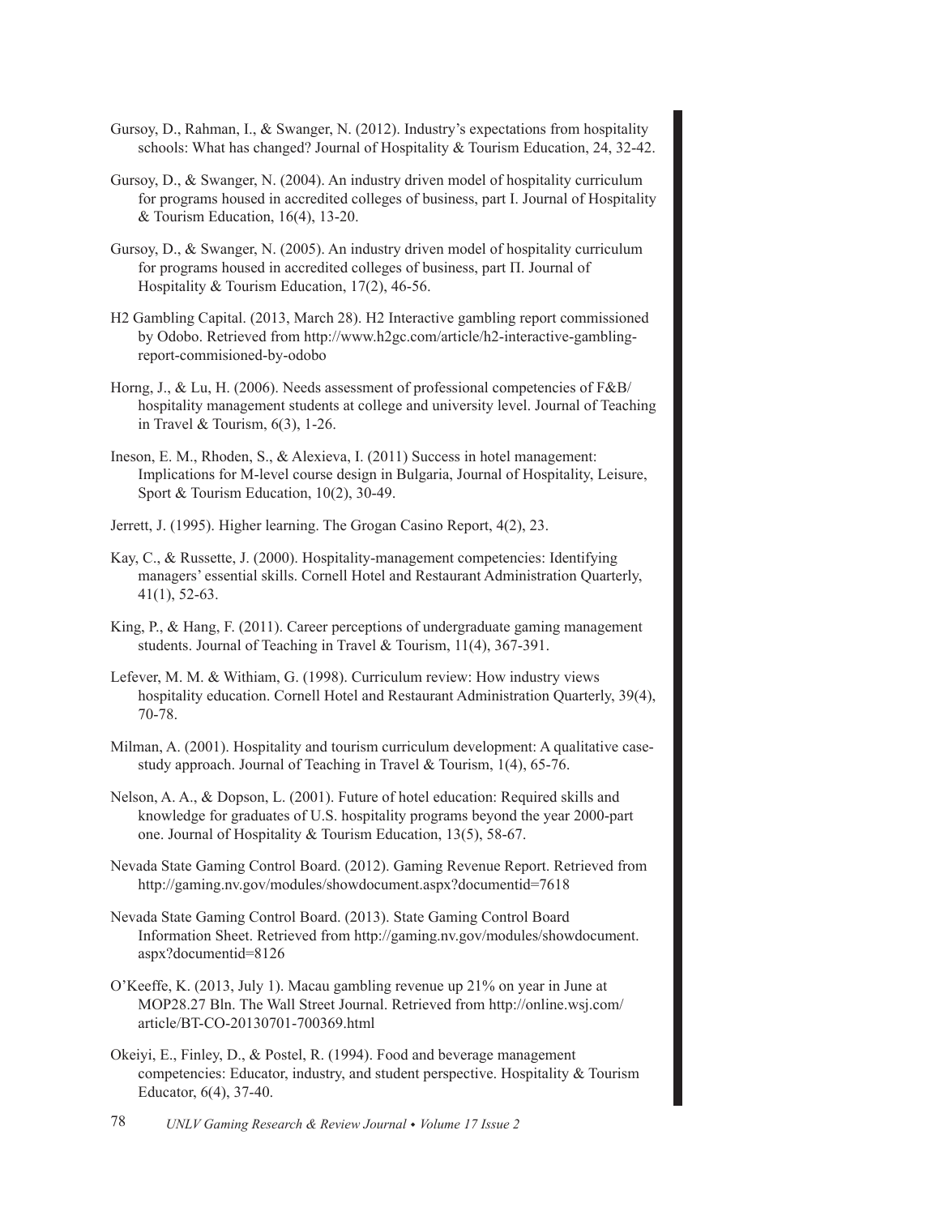Gursoy, D., Rahman, I., & Swanger, N. (2012). Industry's expectations from hospitality schools: What has changed? Journal of Hospitality & Tourism Education, 24, 32-42.

Gursoy, D., & Swanger, N. (2004). An industry driven model of hospitality curriculum for programs housed in accredited colleges of business, part I. Journal of Hospitality & Tourism Education, 16(4), 13-20.

Gursoy, D., & Swanger, N. (2005). An industry driven model of hospitality curriculum for programs housed in accredited colleges of business, part Π. Journal of Hospitality & Tourism Education, 17(2), 46-56.

H2 Gambling Capital. (2013, March 28). H2 Interactive gambling report commissioned by Odobo. Retrieved from http://www.h2gc.com/article/h2-interactive-gambling-report-commisioned-by-odobo

Horng, J., & Lu, H. (2006). Needs assessment of professional competencies of F&B/ hospitality management students at college and university level. Journal of Teaching in Travel & Tourism, 6(3), 1-26.

Ineson, E. M., Rhoden, S., & Alexieva, I. (2011) Success in hotel management: Implications for M-level course design in Bulgaria, Journal of Hospitality, Leisure, Sport & Tourism Education, 10(2), 30-49.

Jerrett, J. (1995). Higher learning. The Grogan Casino Report, 4(2), 23.

Kay, C., & Russette, J. (2000). Hospitality-management competencies: Identifying managers' essential skills. Cornell Hotel and Restaurant Administration Quarterly, 41(1), 52-63.

King, P., & Hang, F. (2011). Career perceptions of undergraduate gaming management students. Journal of Teaching in Travel & Tourism, 11(4), 367-391.

Lefever, M. M. & Withiam, G. (1998). Curriculum review: How industry views hospitality education. Cornell Hotel and Restaurant Administration Quarterly, 39(4), 70-78.

Milman, A. (2001). Hospitality and tourism curriculum development: A qualitative case-study approach. Journal of Teaching in Travel & Tourism, 1(4), 65-76.

Nelson, A. A., & Dopson, L. (2001). Future of hotel education: Required skills and knowledge for graduates of U.S. hospitality programs beyond the year 2000-part one. Journal of Hospitality & Tourism Education, 13(5), 58-67.

Nevada State Gaming Control Board. (2012). Gaming Revenue Report. Retrieved from http://gaming.nv.gov/modules/showdocument.aspx?documentid=7618

Nevada State Gaming Control Board. (2013). State Gaming Control Board Information Sheet. Retrieved from http://gaming.nv.gov/modules/showdocument.aspx?documentid=8126

O'Keeffe, K. (2013, July 1). Macau gambling revenue up 21% on year in June at MOP28.27 Bln. The Wall Street Journal. Retrieved from http://online.wsj.com/article/BT-CO-20130701-700369.html

Okeiyi, E., Finley, D., & Postel, R. (1994). Food and beverage management competencies: Educator, industry, and student perspective. Hospitality & Tourism Educator, 6(4), 37-40.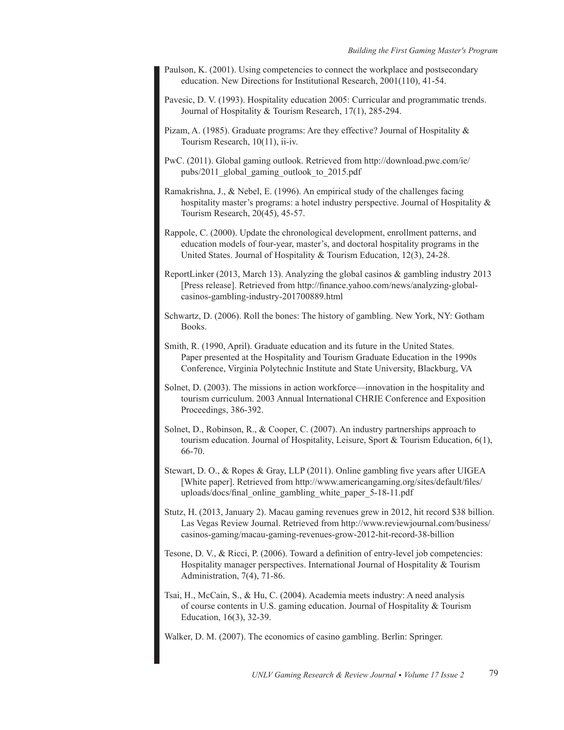Paulson, K. (2001). Using competencies to connect the workplace and postsecondary education. New Directions for Institutional Research, 2001(110), 41-54.

Pavesic, D. V. (1993). Hospitality education 2005: Curricular and programmatic trends. Journal of Hospitality & Tourism Research, 17(1), 285-294.

Pizam, A. (1985). Graduate programs: Are they effective? Journal of Hospitality & Tourism Research, 10(11), ii-iv.

PwC. (2011). Global gaming outlook. Retrieved from http://download.pwc.com/ie/pubs/2011_global_gaming_outlook_to_2015.pdf

Ramakrishna, J., & Nebel, E. (1996). An empirical study of the challenges facing hospitality master's programs: a hotel industry perspective. Journal of Hospitality & Tourism Research, 20(45), 45-57.

Rappole, C. (2000). Update the chronological development, enrollment patterns, and education models of four-year, master's, and doctoral hospitality programs in the United States. Journal of Hospitality & Tourism Education, 12(3), 24-28.

ReportLinker (2013, March 13). Analyzing the global casinos & gambling industry 2013 [Press release]. Retrieved from http://finance.yahoo.com/news/analyzing-global-casinos-gambling-industry-201700889.html

Schwartz, D. (2006). Roll the bones: The history of gambling. New York, NY: Gotham Books.

Smith, R. (1990, April). Graduate education and its future in the United States. Paper presented at the Hospitality and Tourism Graduate Education in the 1990s Conference, Virginia Polytechnic Institute and State University, Blackburg, VA

Solnet, D. (2003). The missions in action workforce—innovation in the hospitality and tourism curriculum. 2003 Annual International CHRIE Conference and Exposition Proceedings, 386-392.

Solnet, D., Robinson, R., & Cooper, C. (2007). An industry partnerships approach to tourism education. Journal of Hospitality, Leisure, Sport & Tourism Education, 6(1), 66-70.

Stewart, D. O., & Ropes & Gray, LLP (2011). Online gambling five years after UIGEA [White paper]. Retrieved from http://www.americangaming.org/sites/default/files/uploads/docs/final_online_gambling_white_paper_5-18-11.pdf

Stutz, H. (2013, January 2). Macau gaming revenues grew in 2012, hit record $38 billion. Las Vegas Review Journal. Retrieved from http://www.reviewjournal.com/business/casinos-gaming/macau-gaming-revenues-grow-2012-hit-record-38-billion

Tesone, D. V., & Ricci, P. (2006). Toward a definition of entry-level job competencies: Hospitality manager perspectives. International Journal of Hospitality & Tourism Administration, 7(4), 71-86.

Tsai, H., McCain, S., & Hu, C. (2004). Academia meets industry: A need analysis of course contents in U.S. gaming education. Journal of Hospitality & Tourism Education, 16(3), 32-39.

Walker, D. M. (2007). The economics of casino gambling. Berlin: Springer.